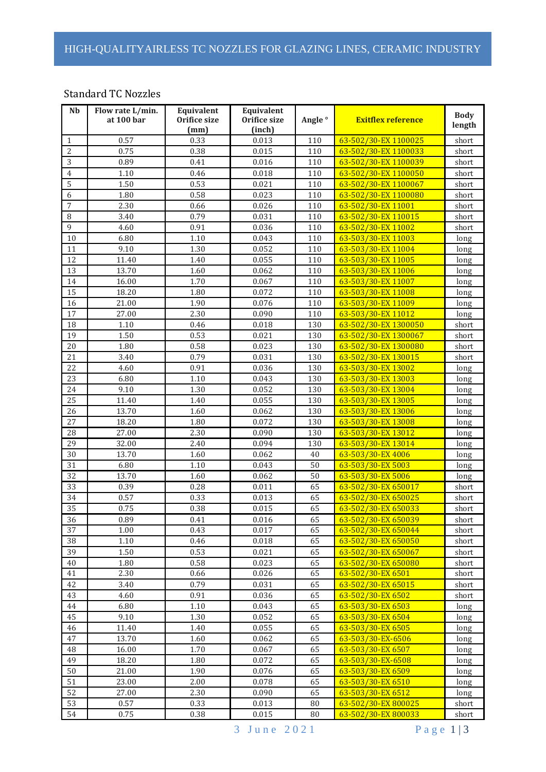# HIGH-QUALITYAIRLESS TC NOZZLES FOR GLAZING LINES, CERAMIC INDUSTRY

## Standard TC Nozzles

| Nb | Flow rate L/min. at 100 bar | Equivalent Orifice size (mm) | Equivalent Orifice size (inch) | Angle ° | Exitflex reference | Body length |
|---|---|---|---|---|---|---|
| 1 | 0.57 | 0.33 | 0.013 | 110 | 63-502/30-EX 1100025 | short |
| 2 | 0.75 | 0.38 | 0.015 | 110 | 63-502/30-EX 1100033 | short |
| 3 | 0.89 | 0.41 | 0.016 | 110 | 63-502/30-EX 1100039 | short |
| 4 | 1.10 | 0.46 | 0.018 | 110 | 63-502/30-EX 1100050 | short |
| 5 | 1.50 | 0.53 | 0.021 | 110 | 63-502/30-EX 1100067 | short |
| 6 | 1.80 | 0.58 | 0.023 | 110 | 63-502/30-EX 1100080 | short |
| 7 | 2.30 | 0.66 | 0.026 | 110 | 63-502/30-EX 11001 | short |
| 8 | 3.40 | 0.79 | 0.031 | 110 | 63-502/30-EX 110015 | short |
| 9 | 4.60 | 0.91 | 0.036 | 110 | 63-502/30-EX 11002 | short |
| 10 | 6.80 | 1.10 | 0.043 | 110 | 63-503/30-EX 11003 | long |
| 11 | 9.10 | 1.30 | 0.052 | 110 | 63-503/30-EX 11004 | long |
| 12 | 11.40 | 1.40 | 0.055 | 110 | 63-503/30-EX 11005 | long |
| 13 | 13.70 | 1.60 | 0.062 | 110 | 63-503/30-EX 11006 | long |
| 14 | 16.00 | 1.70 | 0.067 | 110 | 63-503/30-EX 11007 | long |
| 15 | 18.20 | 1.80 | 0.072 | 110 | 63-503/30-EX 11008 | long |
| 16 | 21.00 | 1.90 | 0.076 | 110 | 63-503/30-EX 11009 | long |
| 17 | 27.00 | 2.30 | 0.090 | 110 | 63-503/30-EX 11012 | long |
| 18 | 1.10 | 0.46 | 0.018 | 130 | 63-502/30-EX 1300050 | short |
| 19 | 1.50 | 0.53 | 0.021 | 130 | 63-502/30-EX 1300067 | short |
| 20 | 1.80 | 0.58 | 0.023 | 130 | 63-502/30-EX 1300080 | short |
| 21 | 3.40 | 0.79 | 0.031 | 130 | 63-502/30-EX 130015 | short |
| 22 | 4.60 | 0.91 | 0.036 | 130 | 63-503/30-EX 13002 | long |
| 23 | 6.80 | 1.10 | 0.043 | 130 | 63-503/30-EX 13003 | long |
| 24 | 9.10 | 1.30 | 0.052 | 130 | 63-503/30-EX 13004 | long |
| 25 | 11.40 | 1.40 | 0.055 | 130 | 63-503/30-EX 13005 | long |
| 26 | 13.70 | 1.60 | 0.062 | 130 | 63-503/30-EX 13006 | long |
| 27 | 18.20 | 1.80 | 0.072 | 130 | 63-503/30-EX 13008 | long |
| 28 | 27.00 | 2.30 | 0.090 | 130 | 63-503/30-EX 13012 | long |
| 29 | 32.00 | 2.40 | 0.094 | 130 | 63-503/30-EX 13014 | long |
| 30 | 13.70 | 1.60 | 0.062 | 40 | 63-503/30-EX 4006 | long |
| 31 | 6.80 | 1.10 | 0.043 | 50 | 63-503/30-EX 5003 | long |
| 32 | 13.70 | 1.60 | 0.062 | 50 | 63-503/30-EX 5006 | long |
| 33 | 0.39 | 0.28 | 0.011 | 65 | 63-502/30-EX 650017 | short |
| 34 | 0.57 | 0.33 | 0.013 | 65 | 63-502/30-EX 650025 | short |
| 35 | 0.75 | 0.38 | 0.015 | 65 | 63-502/30-EX 650033 | short |
| 36 | 0.89 | 0.41 | 0.016 | 65 | 63-502/30-EX 650039 | short |
| 37 | 1.00 | 0.43 | 0.017 | 65 | 63-502/30-EX 650044 | short |
| 38 | 1.10 | 0.46 | 0.018 | 65 | 63-502/30-EX 650050 | short |
| 39 | 1.50 | 0.53 | 0.021 | 65 | 63-502/30-EX 650067 | short |
| 40 | 1.80 | 0.58 | 0.023 | 65 | 63-502/30-EX 650080 | short |
| 41 | 2.30 | 0.66 | 0.026 | 65 | 63-502/30-EX 6501 | short |
| 42 | 3.40 | 0.79 | 0.031 | 65 | 63-502/30-EX 65015 | short |
| 43 | 4.60 | 0.91 | 0.036 | 65 | 63-502/30-EX 6502 | short |
| 44 | 6.80 | 1.10 | 0.043 | 65 | 63-503/30-EX 6503 | long |
| 45 | 9.10 | 1.30 | 0.052 | 65 | 63-503/30-EX 6504 | long |
| 46 | 11.40 | 1.40 | 0.055 | 65 | 63-503/30-EX 6505 | long |
| 47 | 13.70 | 1.60 | 0.062 | 65 | 63-503/30-EX-6506 | long |
| 48 | 16.00 | 1.70 | 0.067 | 65 | 63-503/30-EX 6507 | long |
| 49 | 18.20 | 1.80 | 0.072 | 65 | 63-503/30-EX-6508 | long |
| 50 | 21.00 | 1.90 | 0.076 | 65 | 63-503/30-EX 6509 | long |
| 51 | 23.00 | 2.00 | 0.078 | 65 | 63-503/30-EX 6510 | long |
| 52 | 27.00 | 2.30 | 0.090 | 65 | 63-503/30-EX 6512 | long |
| 53 | 0.57 | 0.33 | 0.013 | 80 | 63-502/30-EX 800025 | short |
| 54 | 0.75 | 0.38 | 0.015 | 80 | 63-502/30-EX 800033 | short |

3 June 2021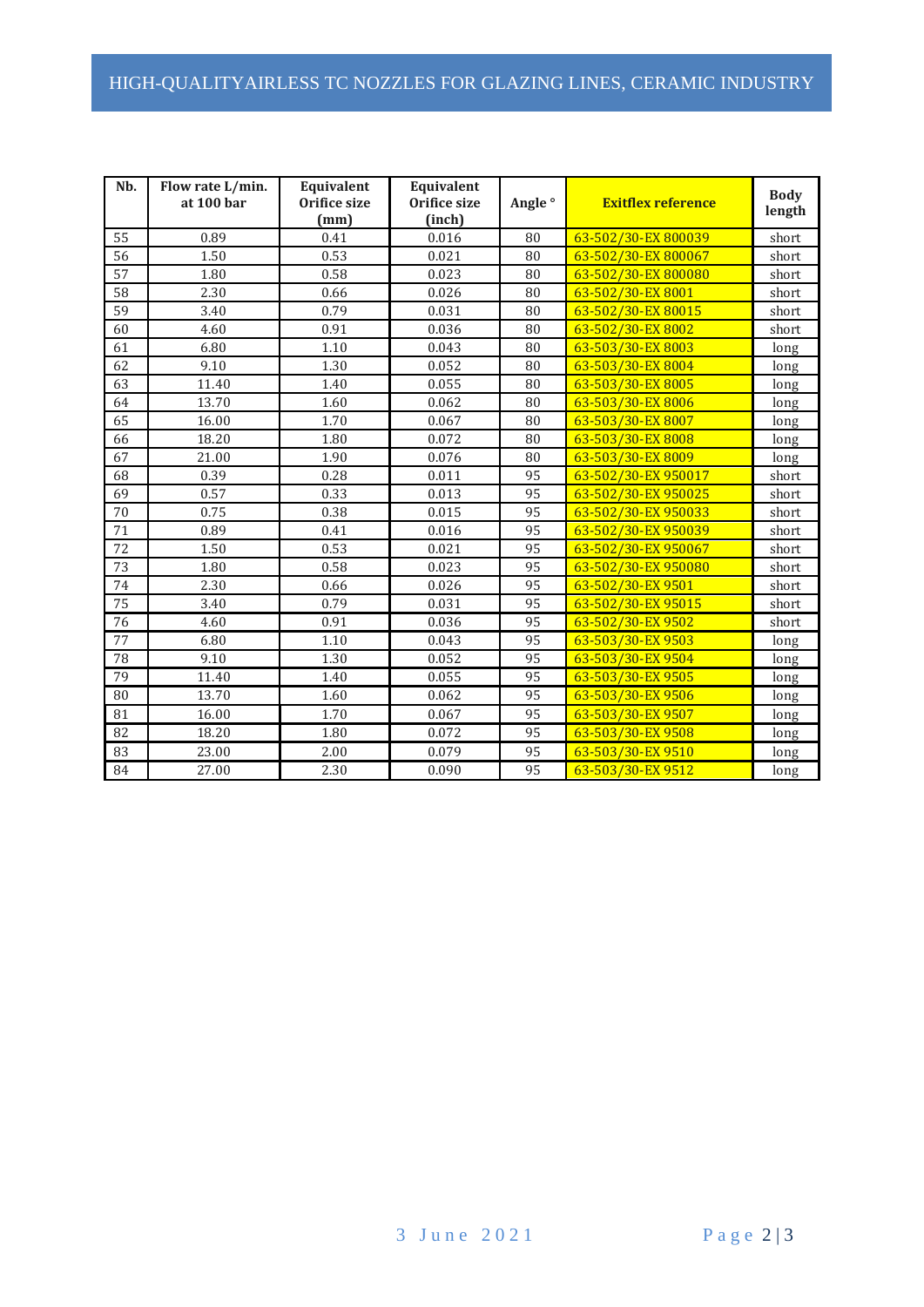# HIGH-QUALITYAIRLESS TC NOZZLES FOR GLAZING LINES, CERAMIC INDUSTRY

| Nb. | Flow rate L/min. at 100 bar | Equivalent Orifice size (mm) | Equivalent Orifice size (inch) | Angle ° | Exitflex reference | Body length |
|---|---|---|---|---|---|---|
| 55 | 0.89 | 0.41 | 0.016 | 80 | 63-502/30-EX 800039 | short |
| 56 | 1.50 | 0.53 | 0.021 | 80 | 63-502/30-EX 800067 | short |
| 57 | 1.80 | 0.58 | 0.023 | 80 | 63-502/30-EX 800080 | short |
| 58 | 2.30 | 0.66 | 0.026 | 80 | 63-502/30-EX 8001 | short |
| 59 | 3.40 | 0.79 | 0.031 | 80 | 63-502/30-EX 80015 | short |
| 60 | 4.60 | 0.91 | 0.036 | 80 | 63-502/30-EX 8002 | short |
| 61 | 6.80 | 1.10 | 0.043 | 80 | 63-503/30-EX 8003 | long |
| 62 | 9.10 | 1.30 | 0.052 | 80 | 63-503/30-EX 8004 | long |
| 63 | 11.40 | 1.40 | 0.055 | 80 | 63-503/30-EX 8005 | long |
| 64 | 13.70 | 1.60 | 0.062 | 80 | 63-503/30-EX 8006 | long |
| 65 | 16.00 | 1.70 | 0.067 | 80 | 63-503/30-EX 8007 | long |
| 66 | 18.20 | 1.80 | 0.072 | 80 | 63-503/30-EX 8008 | long |
| 67 | 21.00 | 1.90 | 0.076 | 80 | 63-503/30-EX 8009 | long |
| 68 | 0.39 | 0.28 | 0.011 | 95 | 63-502/30-EX 950017 | short |
| 69 | 0.57 | 0.33 | 0.013 | 95 | 63-502/30-EX 950025 | short |
| 70 | 0.75 | 0.38 | 0.015 | 95 | 63-502/30-EX 950033 | short |
| 71 | 0.89 | 0.41 | 0.016 | 95 | 63-502/30-EX 950039 | short |
| 72 | 1.50 | 0.53 | 0.021 | 95 | 63-502/30-EX 950067 | short |
| 73 | 1.80 | 0.58 | 0.023 | 95 | 63-502/30-EX 950080 | short |
| 74 | 2.30 | 0.66 | 0.026 | 95 | 63-502/30-EX 9501 | short |
| 75 | 3.40 | 0.79 | 0.031 | 95 | 63-502/30-EX 95015 | short |
| 76 | 4.60 | 0.91 | 0.036 | 95 | 63-502/30-EX 9502 | short |
| 77 | 6.80 | 1.10 | 0.043 | 95 | 63-503/30-EX 9503 | long |
| 78 | 9.10 | 1.30 | 0.052 | 95 | 63-503/30-EX 9504 | long |
| 79 | 11.40 | 1.40 | 0.055 | 95 | 63-503/30-EX 9505 | long |
| 80 | 13.70 | 1.60 | 0.062 | 95 | 63-503/30-EX 9506 | long |
| 81 | 16.00 | 1.70 | 0.067 | 95 | 63-503/30-EX 9507 | long |
| 82 | 18.20 | 1.80 | 0.072 | 95 | 63-503/30-EX 9508 | long |
| 83 | 23.00 | 2.00 | 0.079 | 95 | 63-503/30-EX 9510 | long |
| 84 | 27.00 | 2.30 | 0.090 | 95 | 63-503/30-EX 9512 | long |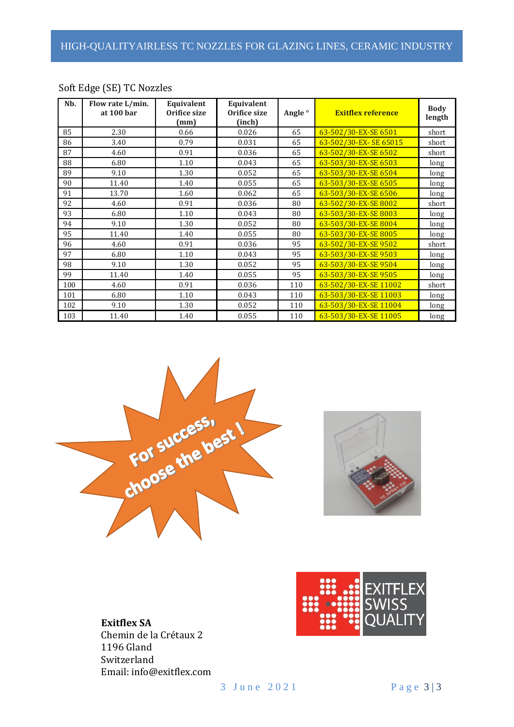Soft Edge (SE) TC Nozzles

| Nb. | Flow rate L/min. at 100 bar | Equivalent Orifice size (mm) | Equivalent Orifice size (inch) | Angle ° | Exitflex reference | Body length |
|---|---|---|---|---|---|---|
| 85 | 2.30 | 0.66 | 0.026 | 65 | 63-502/30-EX-SE 6501 | short |
| 86 | 3.40 | 0.79 | 0.031 | 65 | 63-502/30-EX- SE 65015 | short |
| 87 | 4.60 | 0.91 | 0.036 | 65 | 63-502/30-EX-SE 6502 | short |
| 88 | 6.80 | 1.10 | 0.043 | 65 | 63-503/30-EX-SE 6503 | long |
| 89 | 9.10 | 1.30 | 0.052 | 65 | 63-503/30-EX-SE 6504 | long |
| 90 | 11.40 | 1.40 | 0.055 | 65 | 63-503/30-EX-SE 6505 | long |
| 91 | 13.70 | 1.60 | 0.062 | 65 | 63-503/30-EX-SE 6506 | long |
| 92 | 4.60 | 0.91 | 0.036 | 80 | 63-502/30-EX-SE 8002 | short |
| 93 | 6.80 | 1.10 | 0.043 | 80 | 63-503/30-EX-SE 8003 | long |
| 94 | 9.10 | 1.30 | 0.052 | 80 | 63-503/30-EX-SE 8004 | long |
| 95 | 11.40 | 1.40 | 0.055 | 80 | 63-503/30-EX-SE 8005 | long |
| 96 | 4.60 | 0.91 | 0.036 | 95 | 63-502/30-EX-SE 9502 | short |
| 97 | 6.80 | 1.10 | 0.043 | 95 | 63-503/30-EX-SE 9503 | long |
| 98 | 9.10 | 1.30 | 0.052 | 95 | 63-503/30-EX-SE 9504 | long |
| 99 | 11.40 | 1.40 | 0.055 | 95 | 63-503/30-EX-SE 9505 | long |
| 100 | 4.60 | 0.91 | 0.036 | 110 | 63-502/30-EX-SE 11002 | short |
| 101 | 6.80 | 1.10 | 0.043 | 110 | 63-503/30-EX-SE 11003 | long |
| 102 | 9.10 | 1.30 | 0.052 | 110 | 63-503/30-EX-SE 11004 | long |
| 103 | 11.40 | 1.40 | 0.055 | 110 | 63-503/30-EX-SE 11005 | long |

For success, choose the best !

**Exitflex SA**
Chemin de la Crétaux 2
1196 Gland
Switzerland
Email: info@exitflex.com